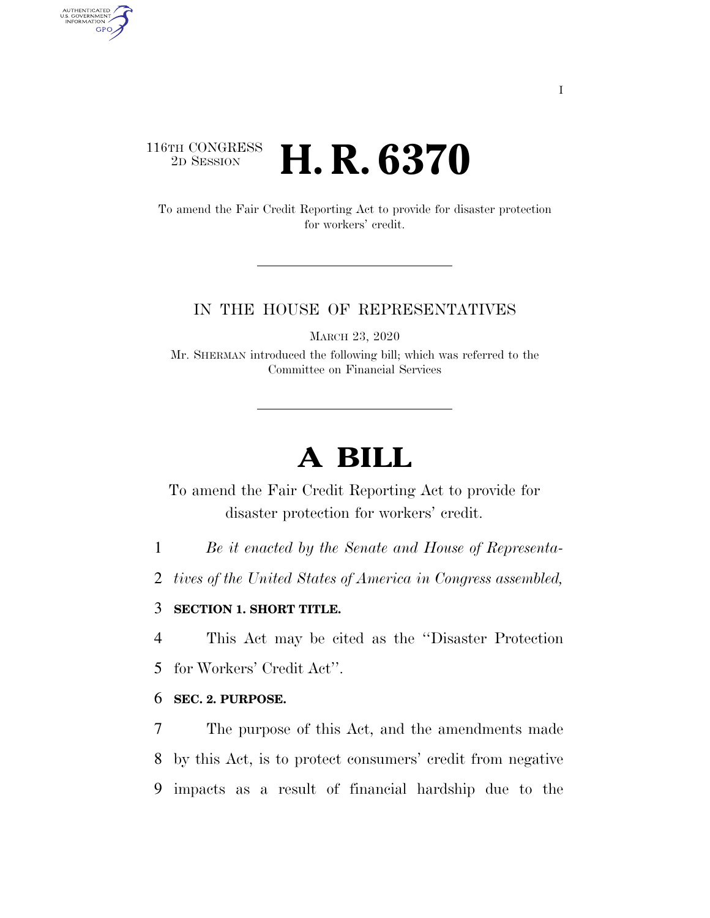116TH CONGRESS
2D SESSION

# H. R. 6370

To amend the Fair Credit Reporting Act to provide for disaster protection for workers' credit.

IN THE HOUSE OF REPRESENTATIVES

MARCH 23, 2020

Mr. SHERMAN introduced the following bill; which was referred to the Committee on Financial Services

# A BILL

To amend the Fair Credit Reporting Act to provide for disaster protection for workers' credit.

1 *Be it enacted by the Senate and House of Representa-*
2 *tives of the United States of America in Congress assembled,*

3 **SECTION 1. SHORT TITLE.**

4 This Act may be cited as the "Disaster Protection
5 for Workers' Credit Act".

6 **SEC. 2. PURPOSE.**

7 The purpose of this Act, and the amendments made
8 by this Act, is to protect consumers' credit from negative
9 impacts as a result of financial hardship due to the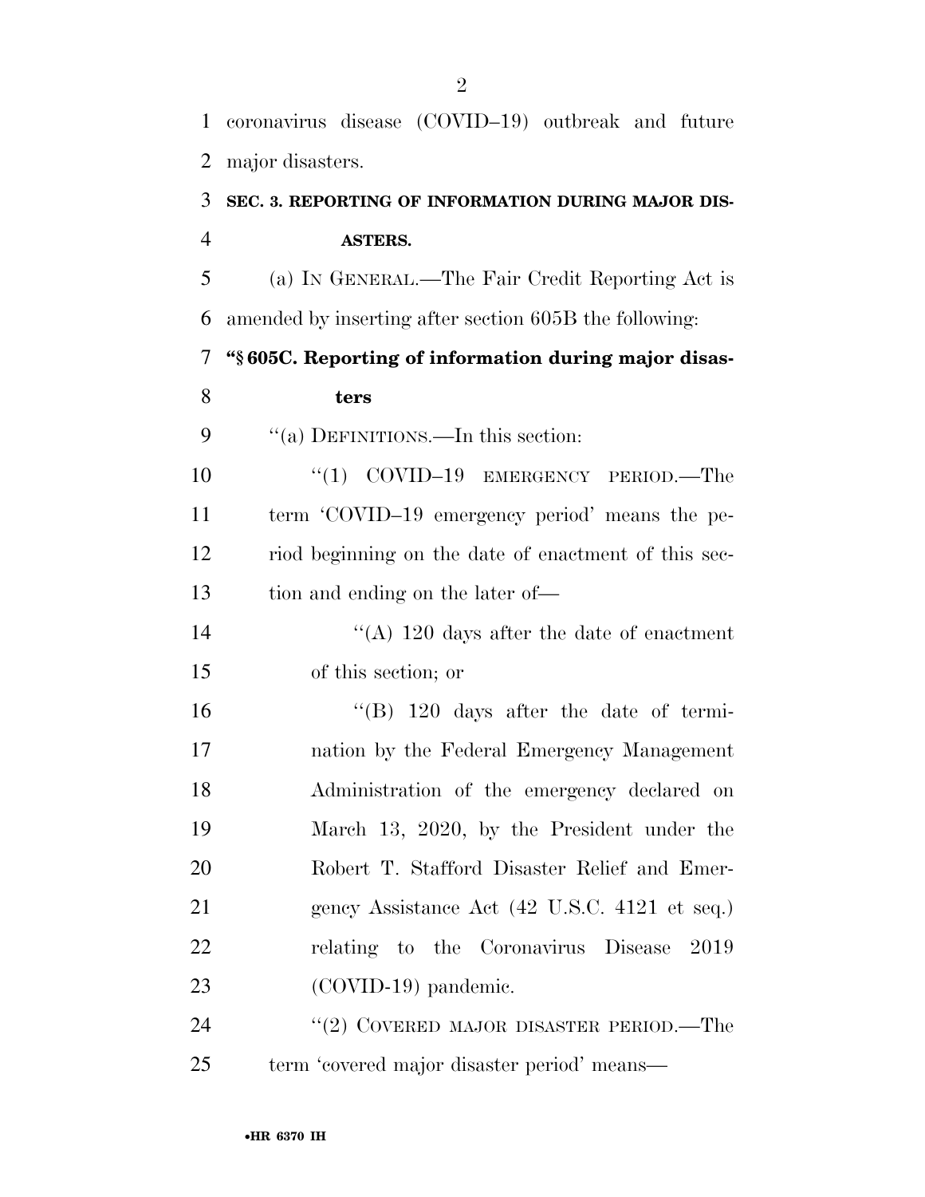coronavirus disease (COVID–19) outbreak and future major disasters.

**SEC. 3. REPORTING OF INFORMATION DURING MAJOR DISASTERS.**

(a) IN GENERAL.—The Fair Credit Reporting Act is amended by inserting after section 605B the following:

**"§ 605C. Reporting of information during major disasters**

"(a) DEFINITIONS.—In this section:

"(1) COVID–19 EMERGENCY PERIOD.—The term 'COVID–19 emergency period' means the period beginning on the date of enactment of this section and ending on the later of—

"(A) 120 days after the date of enactment of this section; or

"(B) 120 days after the date of termination by the Federal Emergency Management Administration of the emergency declared on March 13, 2020, by the President under the Robert T. Stafford Disaster Relief and Emergency Assistance Act (42 U.S.C. 4121 et seq.) relating to the Coronavirus Disease 2019 (COVID-19) pandemic.

"(2) COVERED MAJOR DISASTER PERIOD.—The term 'covered major disaster period' means—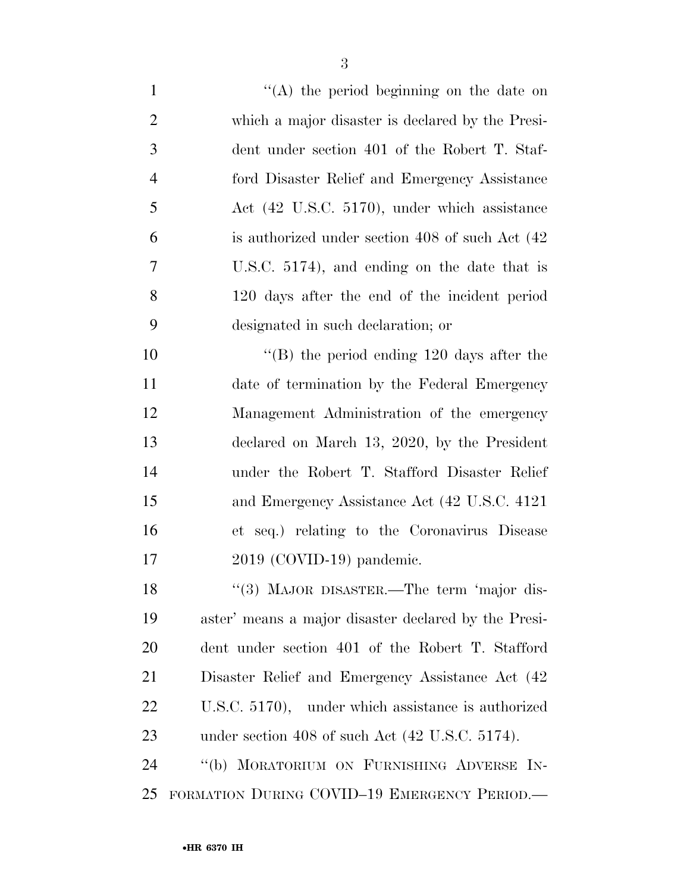''(A) the period beginning on the date on which a major disaster is declared by the President under section 401 of the Robert T. Stafford Disaster Relief and Emergency Assistance Act (42 U.S.C. 5170), under which assistance is authorized under section 408 of such Act (42 U.S.C. 5174), and ending on the date that is 120 days after the end of the incident period designated in such declaration; or

''(B) the period ending 120 days after the date of termination by the Federal Emergency Management Administration of the emergency declared on March 13, 2020, by the President under the Robert T. Stafford Disaster Relief and Emergency Assistance Act (42 U.S.C. 4121 et seq.) relating to the Coronavirus Disease 2019 (COVID-19) pandemic.

''(3) MAJOR DISASTER.—The term 'major disaster' means a major disaster declared by the President under section 401 of the Robert T. Stafford Disaster Relief and Emergency Assistance Act (42 U.S.C. 5170), under which assistance is authorized under section 408 of such Act (42 U.S.C. 5174).

''(b) MORATORIUM ON FURNISHING ADVERSE INFORMATION DURING COVID–19 EMERGENCY PERIOD.—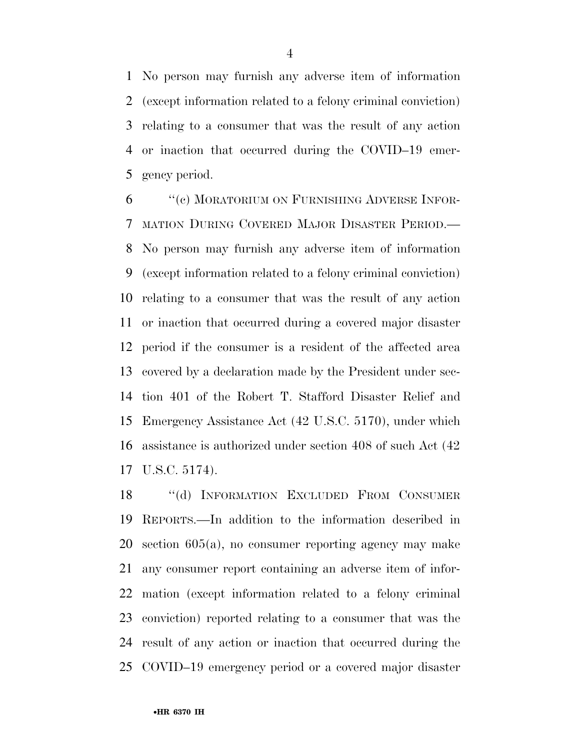No person may furnish any adverse item of information (except information related to a felony criminal conviction) relating to a consumer that was the result of any action or inaction that occurred during the COVID–19 emergency period.

"(c) MORATORIUM ON FURNISHING ADVERSE INFORMATION DURING COVERED MAJOR DISASTER PERIOD.—No person may furnish any adverse item of information (except information related to a felony criminal conviction) relating to a consumer that was the result of any action or inaction that occurred during a covered major disaster period if the consumer is a resident of the affected area covered by a declaration made by the President under section 401 of the Robert T. Stafford Disaster Relief and Emergency Assistance Act (42 U.S.C. 5170), under which assistance is authorized under section 408 of such Act (42 U.S.C. 5174).

"(d) INFORMATION EXCLUDED FROM CONSUMER REPORTS.—In addition to the information described in section 605(a), no consumer reporting agency may make any consumer report containing an adverse item of information (except information related to a felony criminal conviction) reported relating to a consumer that was the result of any action or inaction that occurred during the COVID–19 emergency period or a covered major disaster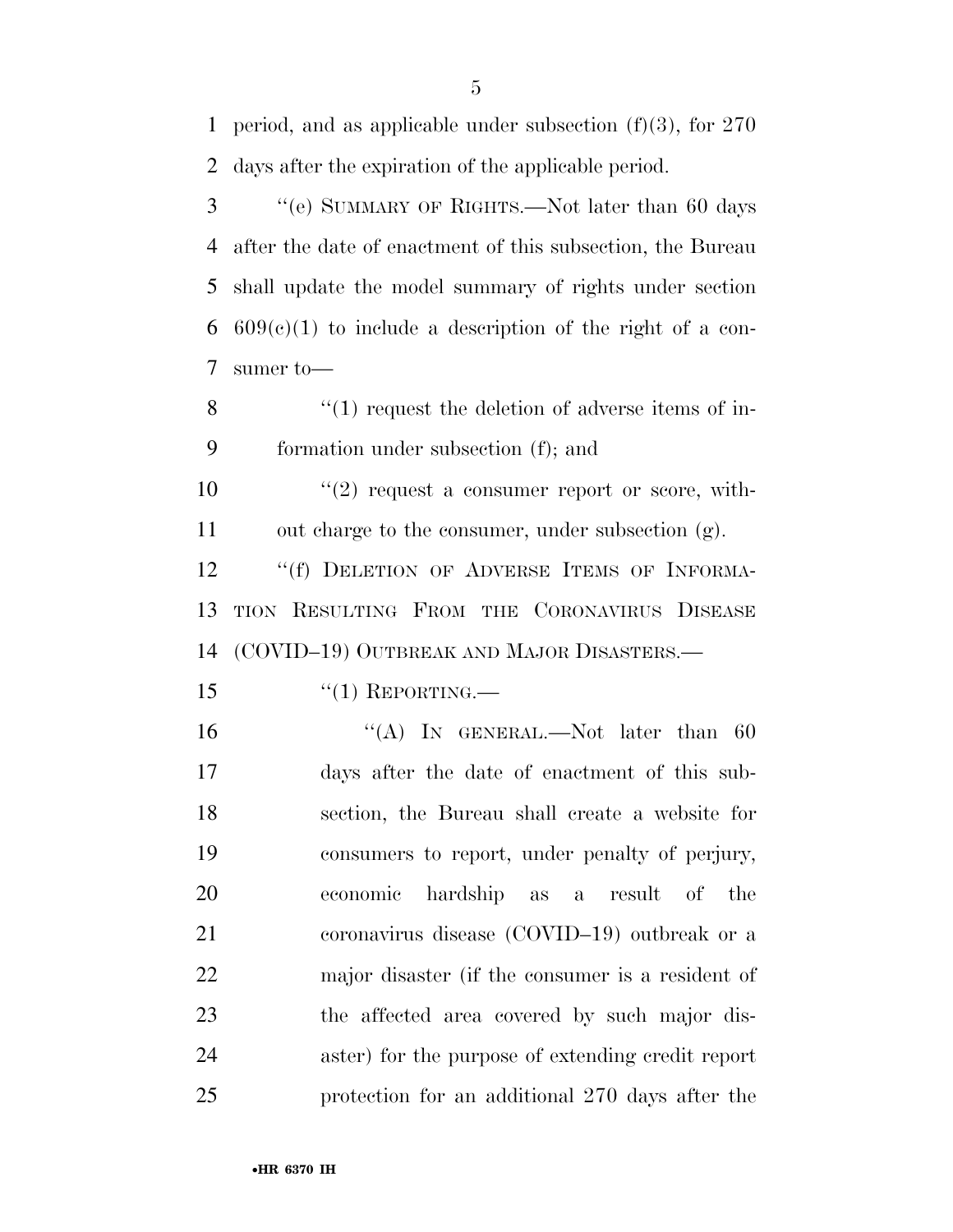period, and as applicable under subsection (f)(3), for 270 days after the expiration of the applicable period.

"(e) SUMMARY OF RIGHTS.—Not later than 60 days after the date of enactment of this subsection, the Bureau shall update the model summary of rights under section 609(c)(1) to include a description of the right of a consumer to—

"(1) request the deletion of adverse items of information under subsection (f); and

"(2) request a consumer report or score, without charge to the consumer, under subsection (g).

"(f) DELETION OF ADVERSE ITEMS OF INFORMATION RESULTING FROM THE CORONAVIRUS DISEASE (COVID–19) OUTBREAK AND MAJOR DISASTERS.—

"(1) REPORTING.—

"(A) IN GENERAL.—Not later than 60 days after the date of enactment of this subsection, the Bureau shall create a website for consumers to report, under penalty of perjury, economic hardship as a result of the coronavirus disease (COVID–19) outbreak or a major disaster (if the consumer is a resident of the affected area covered by such major disaster) for the purpose of extending credit report protection for an additional 270 days after the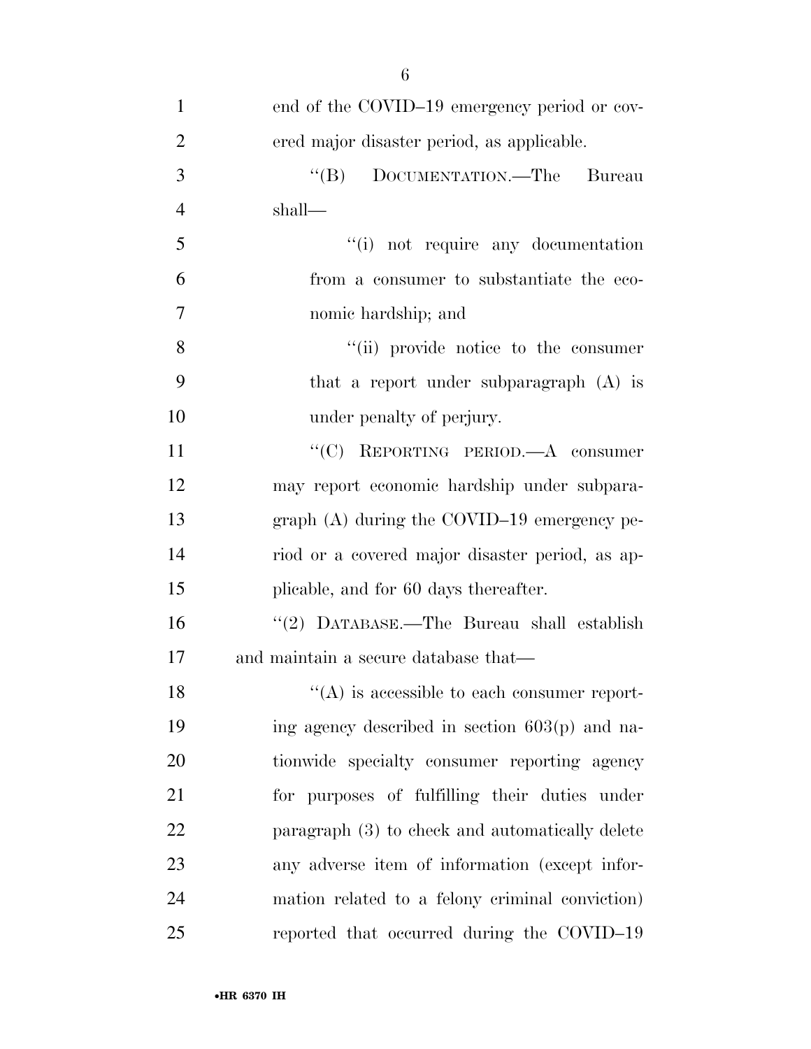end of the COVID–19 emergency period or covered major disaster period, as applicable.

"(B) DOCUMENTATION.—The Bureau shall—

"(i) not require any documentation from a consumer to substantiate the economic hardship; and

"(ii) provide notice to the consumer that a report under subparagraph (A) is under penalty of perjury.

"(C) REPORTING PERIOD.—A consumer may report economic hardship under subparagraph (A) during the COVID–19 emergency period or a covered major disaster period, as applicable, and for 60 days thereafter.

"(2) DATABASE.—The Bureau shall establish and maintain a secure database that—

"(A) is accessible to each consumer reporting agency described in section 603(p) and nationwide specialty consumer reporting agency for purposes of fulfilling their duties under paragraph (3) to check and automatically delete any adverse item of information (except information related to a felony criminal conviction) reported that occurred during the COVID–19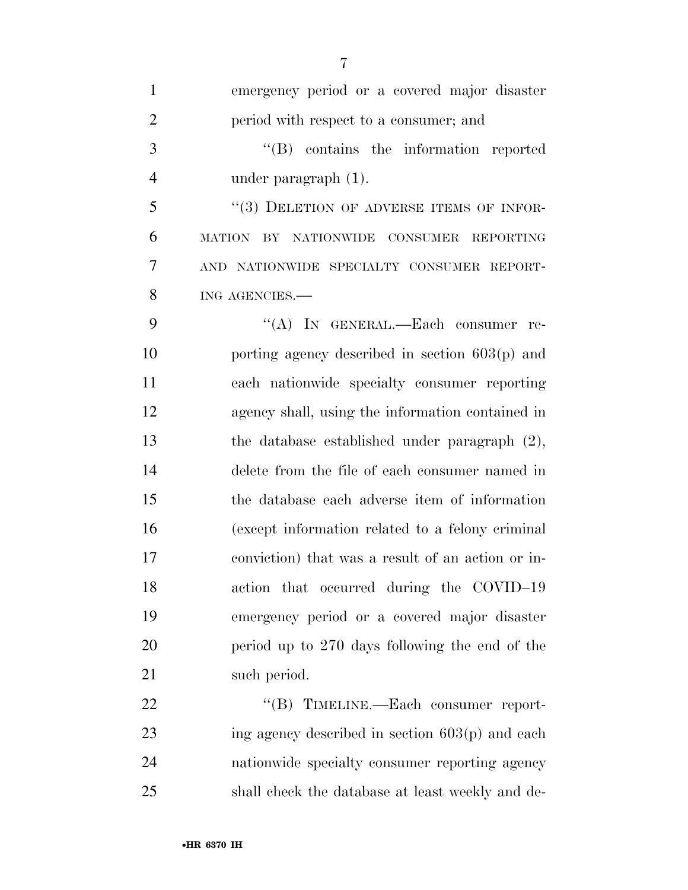emergency period or a covered major disaster period with respect to a consumer; and

"(B) contains the information reported under paragraph (1).

"(3) DELETION OF ADVERSE ITEMS OF INFORMATION BY NATIONWIDE CONSUMER REPORTING AND NATIONWIDE SPECIALTY CONSUMER REPORTING AGENCIES.—

"(A) IN GENERAL.—Each consumer reporting agency described in section 603(p) and each nationwide specialty consumer reporting agency shall, using the information contained in the database established under paragraph (2), delete from the file of each consumer named in the database each adverse item of information (except information related to a felony criminal conviction) that was a result of an action or inaction that occurred during the COVID–19 emergency period or a covered major disaster period up to 270 days following the end of the such period.

"(B) TIMELINE.—Each consumer reporting agency described in section 603(p) and each nationwide specialty consumer reporting agency shall check the database at least weekly and de-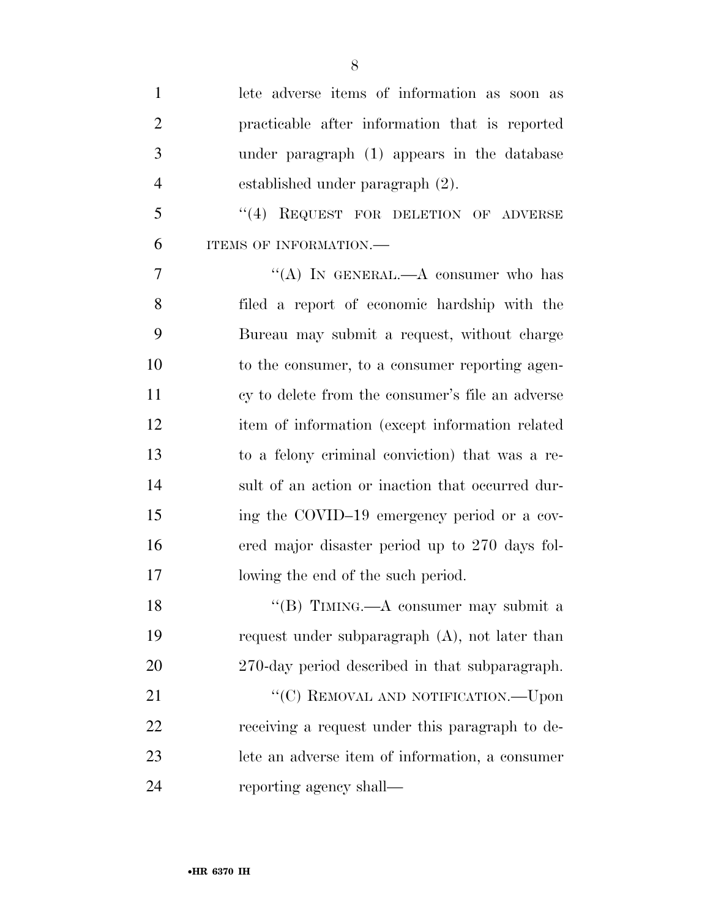lete adverse items of information as soon as practicable after information that is reported under paragraph (1) appears in the database established under paragraph (2).

"(4) REQUEST FOR DELETION OF ADVERSE ITEMS OF INFORMATION.—

"(A) IN GENERAL.—A consumer who has filed a report of economic hardship with the Bureau may submit a request, without charge to the consumer, to a consumer reporting agency to delete from the consumer's file an adverse item of information (except information related to a felony criminal conviction) that was a result of an action or inaction that occurred during the COVID–19 emergency period or a covered major disaster period up to 270 days following the end of the such period.

"(B) TIMING.—A consumer may submit a request under subparagraph (A), not later than 270-day period described in that subparagraph.

"(C) REMOVAL AND NOTIFICATION.—Upon receiving a request under this paragraph to delete an adverse item of information, a consumer reporting agency shall—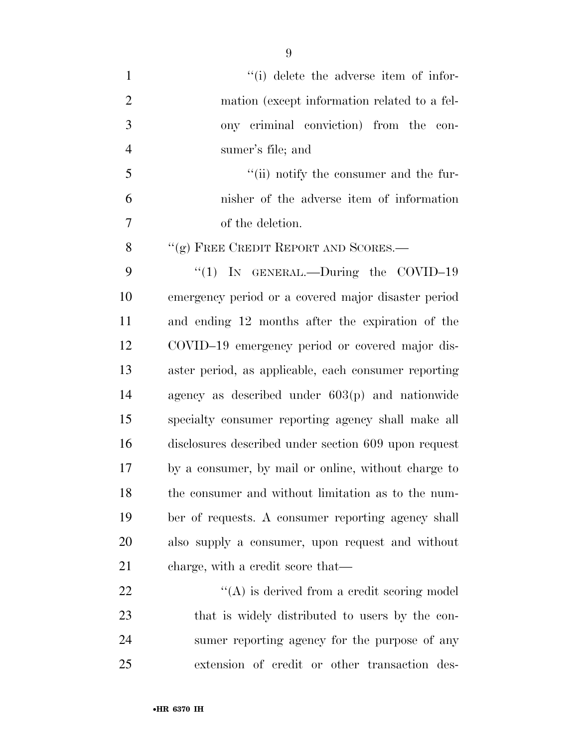"(i) delete the adverse item of information (except information related to a felony criminal conviction) from the consumer's file; and

"(ii) notify the consumer and the furnisher of the adverse item of information of the deletion.

"(g) FREE CREDIT REPORT AND SCORES.—

"(1) IN GENERAL.—During the COVID–19 emergency period or a covered major disaster period and ending 12 months after the expiration of the COVID–19 emergency period or covered major disaster period, as applicable, each consumer reporting agency as described under 603(p) and nationwide specialty consumer reporting agency shall make all disclosures described under section 609 upon request by a consumer, by mail or online, without charge to the consumer and without limitation as to the number of requests. A consumer reporting agency shall also supply a consumer, upon request and without charge, with a credit score that—

"(A) is derived from a credit scoring model that is widely distributed to users by the consumer reporting agency for the purpose of any extension of credit or other transaction des-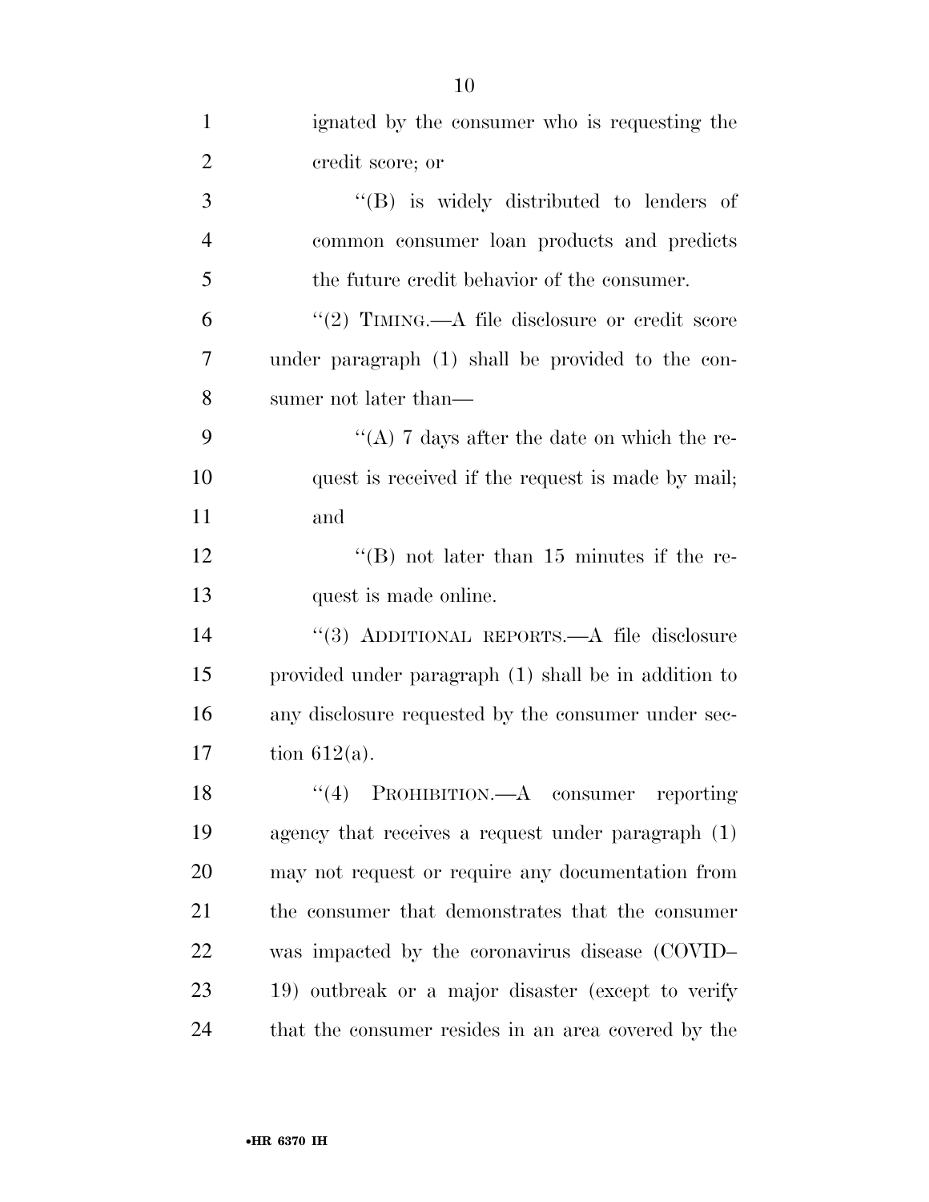ignated by the consumer who is requesting the credit score; or

''(B) is widely distributed to lenders of common consumer loan products and predicts the future credit behavior of the consumer.

''(2) TIMING.—A file disclosure or credit score under paragraph (1) shall be provided to the consumer not later than—

''(A) 7 days after the date on which the request is received if the request is made by mail; and

''(B) not later than 15 minutes if the request is made online.

''(3) ADDITIONAL REPORTS.—A file disclosure provided under paragraph (1) shall be in addition to any disclosure requested by the consumer under section 612(a).

''(4) PROHIBITION.—A consumer reporting agency that receives a request under paragraph (1) may not request or require any documentation from the consumer that demonstrates that the consumer was impacted by the coronavirus disease (COVID–19) outbreak or a major disaster (except to verify that the consumer resides in an area covered by the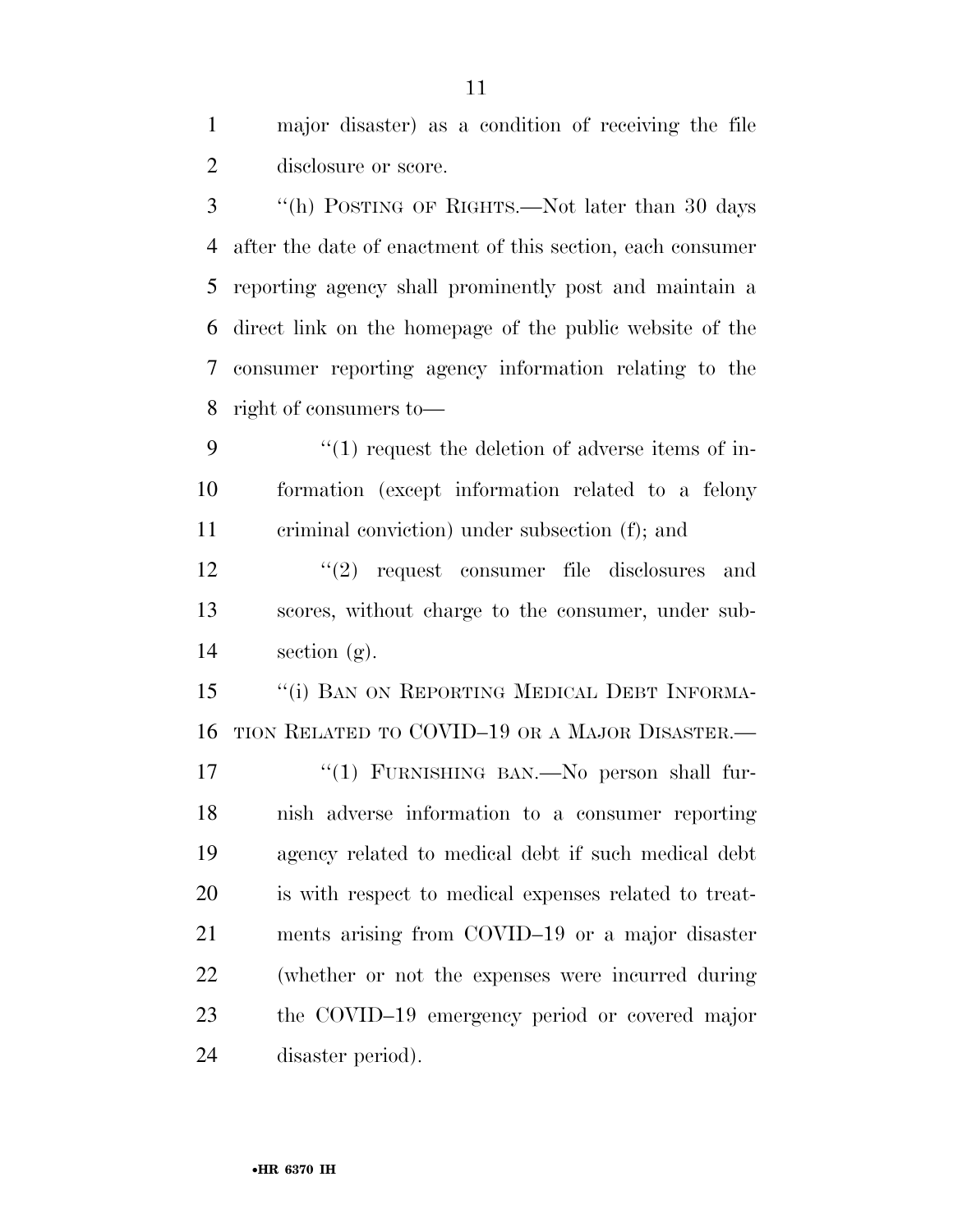major disaster) as a condition of receiving the file disclosure or score.

''(h) POSTING OF RIGHTS.—Not later than 30 days after the date of enactment of this section, each consumer reporting agency shall prominently post and maintain a direct link on the homepage of the public website of the consumer reporting agency information relating to the right of consumers to—

''(1) request the deletion of adverse items of information (except information related to a felony criminal conviction) under subsection (f); and

''(2) request consumer file disclosures and scores, without charge to the consumer, under subsection (g).

''(i) BAN ON REPORTING MEDICAL DEBT INFORMATION RELATED TO COVID–19 OR A MAJOR DISASTER.—

''(1) FURNISHING BAN.—No person shall furnish adverse information to a consumer reporting agency related to medical debt if such medical debt is with respect to medical expenses related to treatments arising from COVID–19 or a major disaster (whether or not the expenses were incurred during the COVID–19 emergency period or covered major disaster period).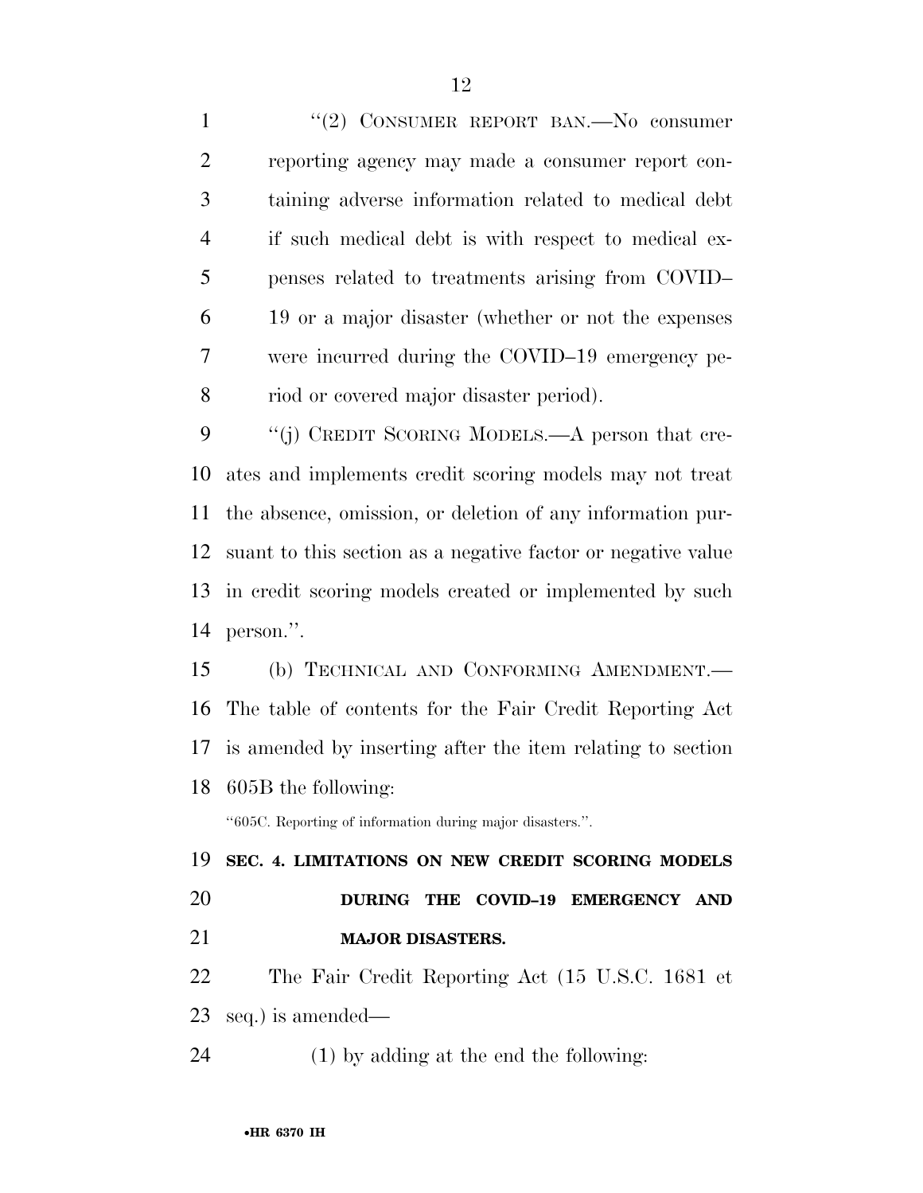"(2) CONSUMER REPORT BAN.—No consumer reporting agency may made a consumer report containing adverse information related to medical debt if such medical debt is with respect to medical expenses related to treatments arising from COVID–19 or a major disaster (whether or not the expenses were incurred during the COVID–19 emergency period or covered major disaster period).

"(j) CREDIT SCORING MODELS.—A person that creates and implements credit scoring models may not treat the absence, omission, or deletion of any information pursuant to this section as a negative factor or negative value in credit scoring models created or implemented by such person.".

(b) TECHNICAL AND CONFORMING AMENDMENT.—The table of contents for the Fair Credit Reporting Act is amended by inserting after the item relating to section 605B the following:

"605C. Reporting of information during major disasters.".

**SEC. 4. LIMITATIONS ON NEW CREDIT SCORING MODELS DURING THE COVID–19 EMERGENCY AND MAJOR DISASTERS.**

The Fair Credit Reporting Act (15 U.S.C. 1681 et seq.) is amended—

(1) by adding at the end the following: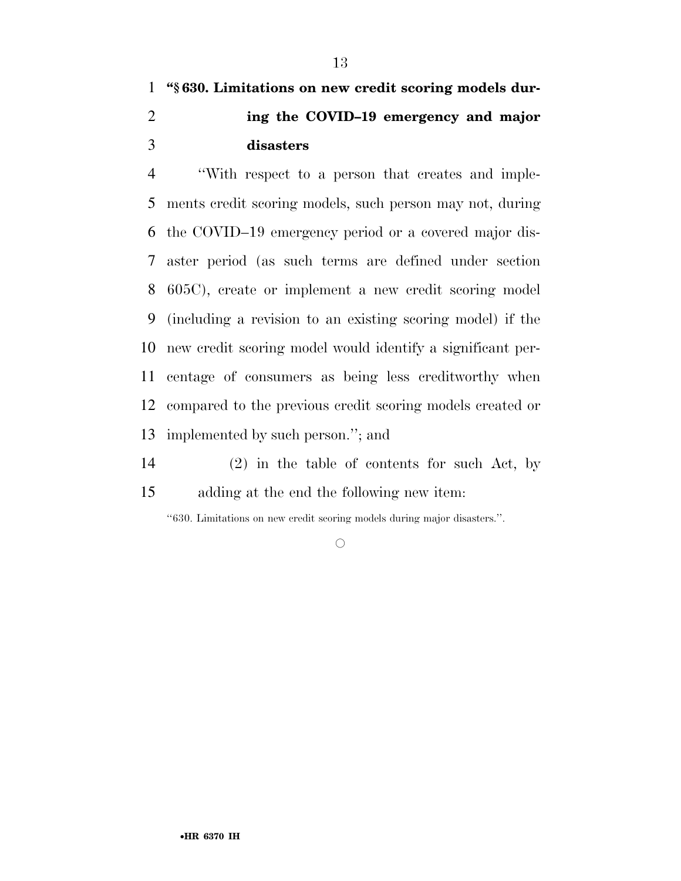**"§ 630. Limitations on new credit scoring models during the COVID–19 emergency and major disasters**

"With respect to a person that creates and implements credit scoring models, such person may not, during the COVID–19 emergency period or a covered major disaster period (as such terms are defined under section 605C), create or implement a new credit scoring model (including a revision to an existing scoring model) if the new credit scoring model would identify a significant percentage of consumers as being less creditworthy when compared to the previous credit scoring models created or implemented by such person."; and

(2) in the table of contents for such Act, by adding at the end the following new item:

"630. Limitations on new credit scoring models during major disasters.".